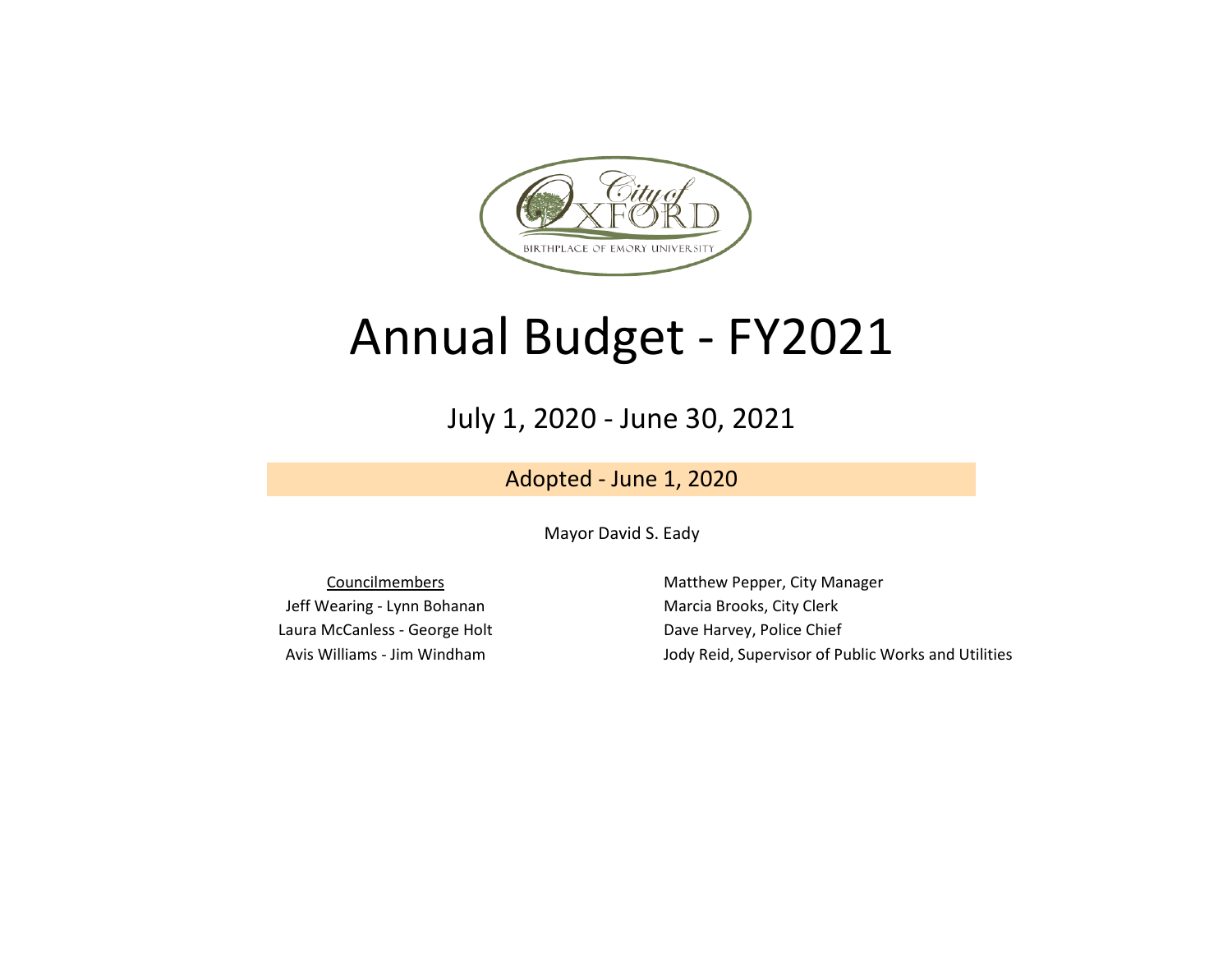City of Oxford

BIRTHPLACE OF EMORY UNIVERSITY

# Annual Budget - FY2021

## July 1, 2020 - June 30, 2021

### Adopted - June 1, 2020

Mayor David S. Eady

Councilmembers

Jeff Wearing - Lynn Bohanan

Laura McCanless - George Holt

Avis Williams - Jim Windham

Matthew Pepper, City Manager

Marcia Brooks, City Clerk

Dave Harvey, Police Chief

Jody Reid, Supervisor of Public Works and Utilities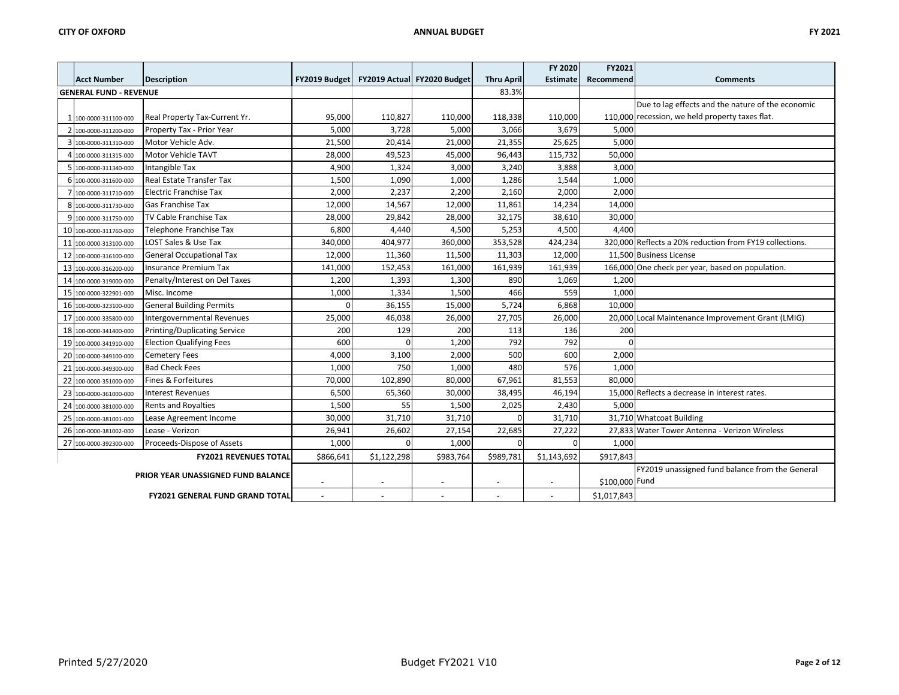| | Acct Number | Description | FY2019 Budget | FY2019 Actual | FY2020 Budget | Thru April | FY 2020 Estimate | FY2021 Recommend | Comments |
|---|---|---|---|---|---|---|---|---|---|
| **GENERAL FUND - REVENUE** | | | | | | 83.3% | | | |
| 1 | 100-0000-311100-000 | Real Property Tax-Current Yr. | 95,000 | 110,827 | 110,000 | 118,338 | 110,000 | 110,000 | Due to lag effects and the nature of the economic recession, we held property taxes flat. |
| 2 | 100-0000-311200-000 | Property Tax - Prior Year | 5,000 | 3,728 | 5,000 | 3,066 | 3,679 | 5,000 | |
| 3 | 100-0000-311310-000 | Motor Vehicle Adv. | 21,500 | 20,414 | 21,000 | 21,355 | 25,625 | 5,000 | |
| 4 | 100-0000-311315-000 | Motor Vehicle TAVT | 28,000 | 49,523 | 45,000 | 96,443 | 115,732 | 50,000 | |
| 5 | 100-0000-311340-000 | Intangible Tax | 4,900 | 1,324 | 3,000 | 3,240 | 3,888 | 3,000 | |
| 6 | 100-0000-311600-000 | Real Estate Transfer Tax | 1,500 | 1,090 | 1,000 | 1,286 | 1,544 | 1,000 | |
| 7 | 100-0000-311710-000 | Electric Franchise Tax | 2,000 | 2,237 | 2,200 | 2,160 | 2,000 | 2,000 | |
| 8 | 100-0000-311730-000 | Gas Franchise Tax | 12,000 | 14,567 | 12,000 | 11,861 | 14,234 | 14,000 | |
| 9 | 100-0000-311750-000 | TV Cable Franchise Tax | 28,000 | 29,842 | 28,000 | 32,175 | 38,610 | 30,000 | |
| 10 | 100-0000-311760-000 | Telephone Franchise Tax | 6,800 | 4,440 | 4,500 | 5,253 | 4,500 | 4,400 | |
| 11 | 100-0000-313100-000 | LOST Sales & Use Tax | 340,000 | 404,977 | 360,000 | 353,528 | 424,234 | 320,000 | Reflects a 20% reduction from FY19 collections. |
| 12 | 100-0000-316100-000 | General Occupational Tax | 12,000 | 11,360 | 11,500 | 11,303 | 12,000 | 11,500 | Business License |
| 13 | 100-0000-316200-000 | Insurance Premium Tax | 141,000 | 152,453 | 161,000 | 161,939 | 161,939 | 166,000 | One check per year, based on population. |
| 14 | 100-0000-319000-000 | Penalty/Interest on Del Taxes | 1,200 | 1,393 | 1,300 | 890 | 1,069 | 1,200 | |
| 15 | 100-0000-322901-000 | Misc. Income | 1,000 | 1,334 | 1,500 | 466 | 559 | 1,000 | |
| 16 | 100-0000-323100-000 | General Building Permits | 0 | 36,155 | 15,000 | 5,724 | 6,868 | 10,000 | |
| 17 | 100-0000-335800-000 | Intergovernmental Revenues | 25,000 | 46,038 | 26,000 | 27,705 | 26,000 | 20,000 | Local Maintenance Improvement Grant (LMIG) |
| 18 | 100-0000-341400-000 | Printing/Duplicating Service | 200 | 129 | 200 | 113 | 136 | 200 | |
| 19 | 100-0000-341910-000 | Election Qualifying Fees | 600 | 0 | 1,200 | 792 | 792 | 0 | |
| 20 | 100-0000-349100-000 | Cemetery Fees | 4,000 | 3,100 | 2,000 | 500 | 600 | 2,000 | |
| 21 | 100-0000-349300-000 | Bad Check Fees | 1,000 | 750 | 1,000 | 480 | 576 | 1,000 | |
| 22 | 100-0000-351000-000 | Fines & Forfeitures | 70,000 | 102,890 | 80,000 | 67,961 | 81,553 | 80,000 | |
| 23 | 100-0000-361000-000 | Interest Revenues | 6,500 | 65,360 | 30,000 | 38,495 | 46,194 | 15,000 | Reflects a decrease in interest rates. |
| 24 | 100-0000-381000-000 | Rents and Royalties | 1,500 | 55 | 1,500 | 2,025 | 2,430 | 5,000 | |
| 25 | 100-0000-381001-000 | Lease Agreement Income | 30,000 | 31,710 | 31,710 | 0 | 31,710 | 31,710 | Whatcoat Building |
| 26 | 100-0000-381002-000 | Lease - Verizon | 26,941 | 26,602 | 27,154 | 22,685 | 27,222 | 27,833 | Water Tower Antenna - Verizon Wireless |
| 27 | 100-0000-392300-000 | Proceeds-Dispose of Assets | 1,000 | 0 | 1,000 | 0 | 0 | 1,000 | |
| | | **FY2021 REVENUES TOTAL** | $866,641 | $1,122,298 | $983,764 | $989,781 | $1,143,692 | $917,843 | |
| | | **PRIOR YEAR UNASSIGNED FUND BALANCE** | - | - | - | - | - | $100,000 | FY2019 unassigned fund balance from the General Fund |
| | | **FY2021 GENERAL FUND GRAND TOTAL** | - | - | - | - | - | $1,017,843 | |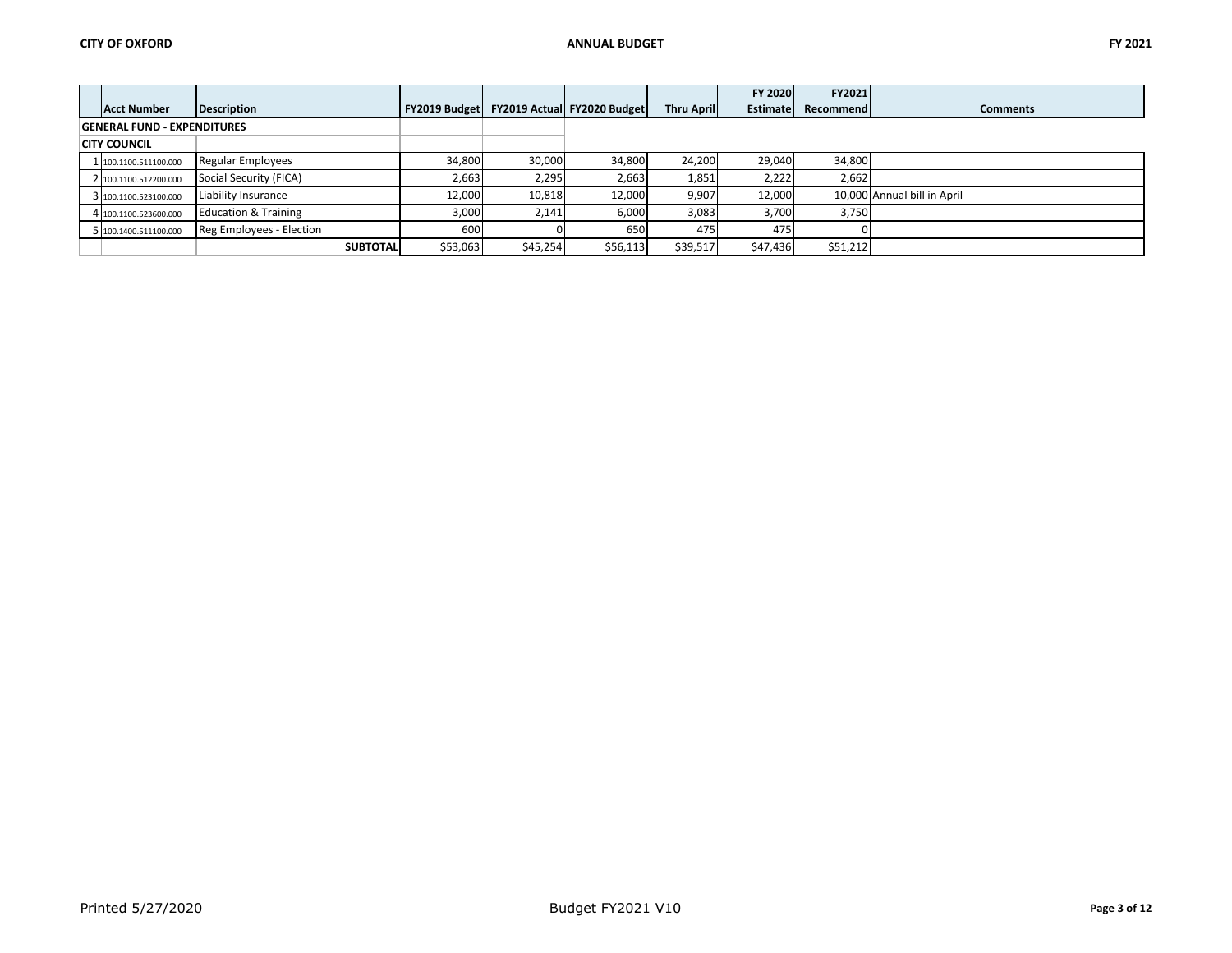| | Acct Number | Description | FY2019 Budget | FY2019 Actual | FY2020 Budget | Thru April | FY 2020 Estimate | FY2021 Recommend | Comments |
|---|---|---|---|---|---|---|---|---|---|
| **GENERAL FUND - EXPENDITURES** | | | | | | | | | |
| **CITY COUNCIL** | | | | | | | | | |
| 1 | 100.1100.511100.000 | Regular Employees | 34,800 | 30,000 | 34,800 | 24,200 | 29,040 | 34,800 | |
| 2 | 100.1100.512200.000 | Social Security (FICA) | 2,663 | 2,295 | 2,663 | 1,851 | 2,222 | 2,662 | |
| 3 | 100.1100.523100.000 | Liability Insurance | 12,000 | 10,818 | 12,000 | 9,907 | 12,000 | 10,000 | Annual bill in April |
| 4 | 100.1100.523600.000 | Education & Training | 3,000 | 2,141 | 6,000 | 3,083 | 3,700 | 3,750 | |
| 5 | 100.1400.511100.000 | Reg Employees - Election | 600 | 0 | 650 | 475 | 475 | 0 | |
| | | **SUBTOTAL** | $53,063 | $45,254 | $56,113 | $39,517 | $47,436 | $51,212 | |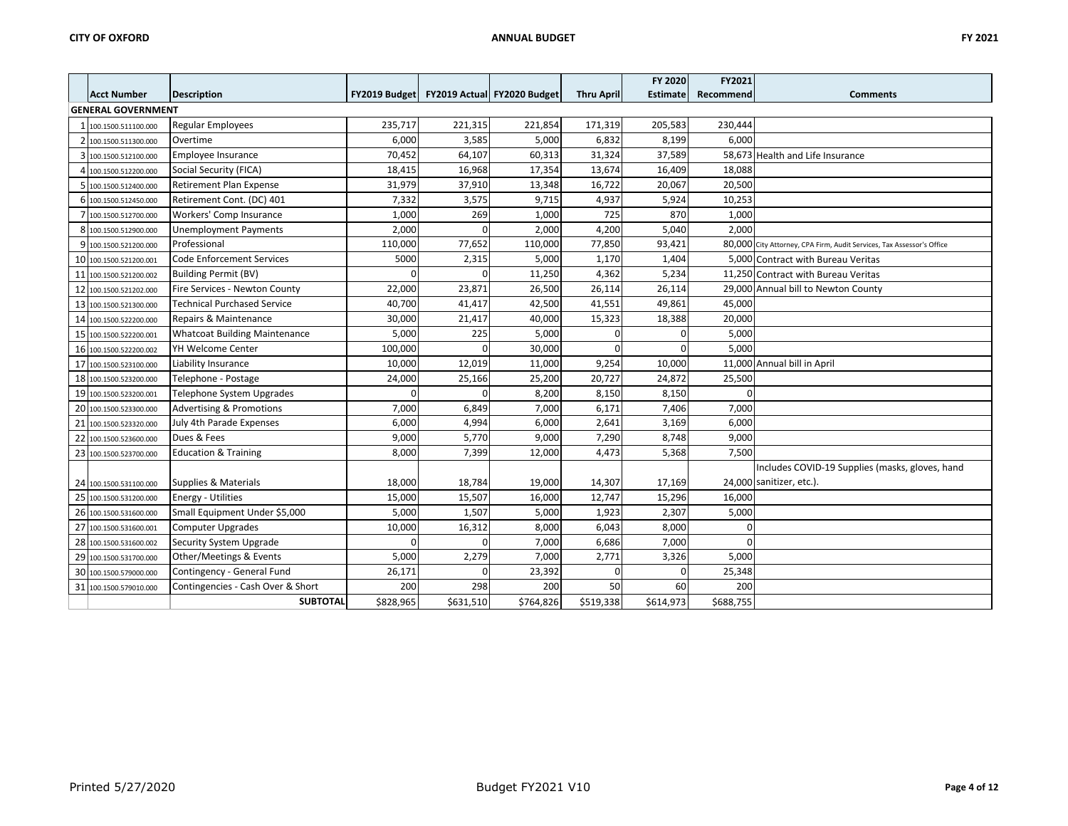| | Acct Number | Description | FY2019 Budget | FY2019 Actual | FY2020 Budget | Thru April | FY 2020 Estimate | FY2021 Recommend | Comments |
|---|---|---|---|---|---|---|---|---|---|
| **GENERAL GOVERNMENT** | | | | | | | | | |
| 1 | 100.1500.511100.000 | Regular Employees | 235,717 | 221,315 | 221,854 | 171,319 | 205,583 | 230,444 | |
| 2 | 100.1500.511300.000 | Overtime | 6,000 | 3,585 | 5,000 | 6,832 | 8,199 | 6,000 | |
| 3 | 100.1500.512100.000 | Employee Insurance | 70,452 | 64,107 | 60,313 | 31,324 | 37,589 | 58,673 | Health and Life Insurance |
| 4 | 100.1500.512200.000 | Social Security (FICA) | 18,415 | 16,968 | 17,354 | 13,674 | 16,409 | 18,088 | |
| 5 | 100.1500.512400.000 | Retirement Plan Expense | 31,979 | 37,910 | 13,348 | 16,722 | 20,067 | 20,500 | |
| 6 | 100.1500.512450.000 | Retirement Cont. (DC) 401 | 7,332 | 3,575 | 9,715 | 4,937 | 5,924 | 10,253 | |
| 7 | 100.1500.512700.000 | Workers' Comp Insurance | 1,000 | 269 | 1,000 | 725 | 870 | 1,000 | |
| 8 | 100.1500.512900.000 | Unemployment Payments | 2,000 | 0 | 2,000 | 4,200 | 5,040 | 2,000 | |
| 9 | 100.1500.521200.000 | Professional | 110,000 | 77,652 | 110,000 | 77,850 | 93,421 | 80,000 | City Attorney, CPA Firm, Audit Services, Tax Assessor's Office |
| 10 | 100.1500.521200.001 | Code Enforcement Services | 5000 | 2,315 | 5,000 | 1,170 | 1,404 | 5,000 | Contract with Bureau Veritas |
| 11 | 100.1500.521200.002 | Building Permit (BV) | 0 | 0 | 11,250 | 4,362 | 5,234 | 11,250 | Contract with Bureau Veritas |
| 12 | 100.1500.521202.000 | Fire Services - Newton County | 22,000 | 23,871 | 26,500 | 26,114 | 26,114 | 29,000 | Annual bill to Newton County |
| 13 | 100.1500.521300.000 | Technical Purchased Service | 40,700 | 41,417 | 42,500 | 41,551 | 49,861 | 45,000 | |
| 14 | 100.1500.522200.000 | Repairs & Maintenance | 30,000 | 21,417 | 40,000 | 15,323 | 18,388 | 20,000 | |
| 15 | 100.1500.522200.001 | Whatcoat Building Maintenance | 5,000 | 225 | 5,000 | 0 | 0 | 5,000 | |
| 16 | 100.1500.522200.002 | YH Welcome Center | 100,000 | 0 | 30,000 | 0 | 0 | 5,000 | |
| 17 | 100.1500.523100.000 | Liability Insurance | 10,000 | 12,019 | 11,000 | 9,254 | 10,000 | 11,000 | Annual bill in April |
| 18 | 100.1500.523200.000 | Telephone - Postage | 24,000 | 25,166 | 25,200 | 20,727 | 24,872 | 25,500 | |
| 19 | 100.1500.523200.001 | Telephone System Upgrades | 0 | 0 | 8,200 | 8,150 | 8,150 | 0 | |
| 20 | 100.1500.523300.000 | Advertising & Promotions | 7,000 | 6,849 | 7,000 | 6,171 | 7,406 | 7,000 | |
| 21 | 100.1500.523320.000 | July 4th Parade Expenses | 6,000 | 4,994 | 6,000 | 2,641 | 3,169 | 6,000 | |
| 22 | 100.1500.523600.000 | Dues & Fees | 9,000 | 5,770 | 9,000 | 7,290 | 8,748 | 9,000 | |
| 23 | 100.1500.523700.000 | Education & Training | 8,000 | 7,399 | 12,000 | 4,473 | 5,368 | 7,500 | |
| 24 | 100.1500.531100.000 | Supplies & Materials | 18,000 | 18,784 | 19,000 | 14,307 | 17,169 | 24,000 | Includes COVID-19 Supplies (masks, gloves, hand sanitizer, etc.). |
| 25 | 100.1500.531200.000 | Energy - Utilities | 15,000 | 15,507 | 16,000 | 12,747 | 15,296 | 16,000 | |
| 26 | 100.1500.531600.000 | Small Equipment Under $5,000 | 5,000 | 1,507 | 5,000 | 1,923 | 2,307 | 5,000 | |
| 27 | 100.1500.531600.001 | Computer Upgrades | 10,000 | 16,312 | 8,000 | 6,043 | 8,000 | 0 | |
| 28 | 100.1500.531600.002 | Security System Upgrade | 0 | 0 | 7,000 | 6,686 | 7,000 | 0 | |
| 29 | 100.1500.531700.000 | Other/Meetings & Events | 5,000 | 2,279 | 7,000 | 2,771 | 3,326 | 5,000 | |
| 30 | 100.1500.579000.000 | Contingency - General Fund | 26,171 | 0 | 23,392 | 0 | 0 | 25,348 | |
| 31 | 100.1500.579010.000 | Contingencies - Cash Over & Short | 200 | 298 | 200 | 50 | 60 | 200 | |
| | | **SUBTOTAL** | $828,965 | $631,510 | $764,826 | $519,338 | $614,973 | $688,755 | |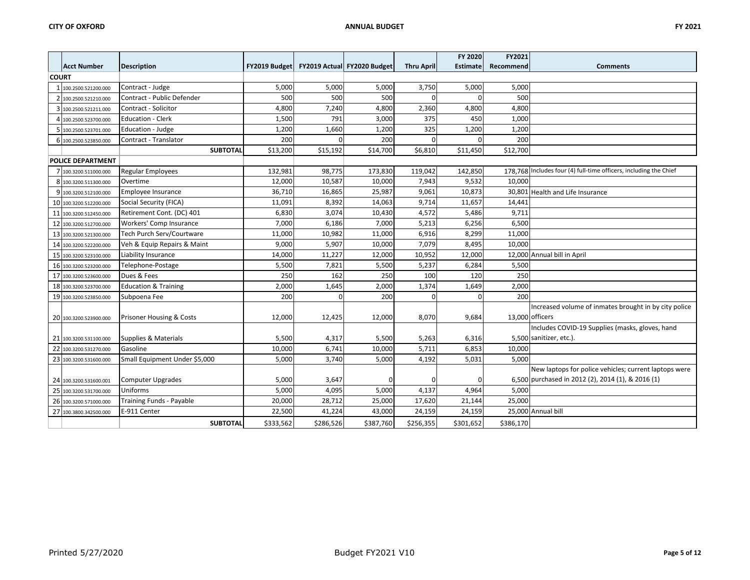| | Acct Number | Description | FY2019 Budget | FY2019 Actual | FY2020 Budget | Thru April | FY 2020 Estimate | FY2021 Recommend | Comments |
|---|---|---|---|---|---|---|---|---|---|
| **COURT** | | | | | | | | | |
| 1 | 100.2500.521200.000 | Contract - Judge | 5,000 | 5,000 | 5,000 | 3,750 | 5,000 | 5,000 | |
| 2 | 100.2500.521210.000 | Contract - Public Defender | 500 | 500 | 500 | 0 | 0 | 500 | |
| 3 | 100.2500.521211.000 | Contract - Solicitor | 4,800 | 7,240 | 4,800 | 2,360 | 4,800 | 4,800 | |
| 4 | 100.2500.523700.000 | Education - Clerk | 1,500 | 791 | 3,000 | 375 | 450 | 1,000 | |
| 5 | 100.2500.523701.000 | Education - Judge | 1,200 | 1,660 | 1,200 | 325 | 1,200 | 1,200 | |
| 6 | 100.2500.523850.000 | Contract - Translator | 200 | 0 | 200 | 0 | 0 | 200 | |
| | | **SUBTOTAL** | $13,200 | $15,192 | $14,700 | $6,810 | $11,450 | $12,700 | |
| **POLICE DEPARTMENT** | | | | | | | | | |
| 7 | 100.3200.511000.000 | Regular Employees | 132,981 | 98,775 | 173,830 | 119,042 | 142,850 | 178,768 | Includes four (4) full-time officers, including the Chief |
| 8 | 100.3200.511300.000 | Overtime | 12,000 | 10,587 | 10,000 | 7,943 | 9,532 | 10,000 | |
| 9 | 100.3200.512100.000 | Employee Insurance | 36,710 | 16,865 | 25,987 | 9,061 | 10,873 | 30,801 | Health and Life Insurance |
| 10 | 100.3200.512200.000 | Social Security (FICA) | 11,091 | 8,392 | 14,063 | 9,714 | 11,657 | 14,441 | |
| 11 | 100.3200.512450.000 | Retirement Cont. (DC) 401 | 6,830 | 3,074 | 10,430 | 4,572 | 5,486 | 9,711 | |
| 12 | 100.3200.512700.000 | Workers' Comp Insurance | 7,000 | 6,186 | 7,000 | 5,213 | 6,256 | 6,500 | |
| 13 | 100.3200.521300.000 | Tech Purch Serv/Courtware | 11,000 | 10,982 | 11,000 | 6,916 | 8,299 | 11,000 | |
| 14 | 100.3200.522200.000 | Veh & Equip Repairs & Maint | 9,000 | 5,907 | 10,000 | 7,079 | 8,495 | 10,000 | |
| 15 | 100.3200.523100.000 | Liability Insurance | 14,000 | 11,227 | 12,000 | 10,952 | 12,000 | 12,000 | Annual bill in April |
| 16 | 100.3200.523200.000 | Telephone-Postage | 5,500 | 7,821 | 5,500 | 5,237 | 6,284 | 5,500 | |
| 17 | 100.3200.523600.000 | Dues & Fees | 250 | 162 | 250 | 100 | 120 | 250 | |
| 18 | 100.3200.523700.000 | Education & Training | 2,000 | 1,645 | 2,000 | 1,374 | 1,649 | 2,000 | |
| 19 | 100.3200.523850.000 | Subpoena Fee | 200 | 0 | 200 | 0 | 0 | 200 | |
| 20 | 100.3200.523900.000 | Prisoner Housing & Costs | 12,000 | 12,425 | 12,000 | 8,070 | 9,684 | 13,000 | Increased volume of inmates brought in by city police officers |
| 21 | 100.3200.531100.000 | Supplies & Materials | 5,500 | 4,317 | 5,500 | 5,263 | 6,316 | 5,500 | Includes COVID-19 Supplies (masks, gloves, hand sanitizer, etc.). |
| 22 | 100.3200.531270.000 | Gasoline | 10,000 | 6,741 | 10,000 | 5,711 | 6,853 | 10,000 | |
| 23 | 100.3200.531600.000 | Small Equipment Under $5,000 | 5,000 | 3,740 | 5,000 | 4,192 | 5,031 | 5,000 | |
| 24 | 100.3200.531600.001 | Computer Upgrades | 5,000 | 3,647 | 0 | 0 | 0 | 6,500 | New laptops for police vehicles; current laptops were purchased in 2012 (2), 2014 (1), & 2016 (1) |
| 25 | 100.3200.531700.000 | Uniforms | 5,000 | 4,095 | 5,000 | 4,137 | 4,964 | 5,000 | |
| 26 | 100.3200.571000.000 | Training Funds - Payable | 20,000 | 28,712 | 25,000 | 17,620 | 21,144 | 25,000 | |
| 27 | 100.3800.342500.000 | E-911 Center | 22,500 | 41,224 | 43,000 | 24,159 | 24,159 | 25,000 | Annual bill |
| | | **SUBTOTAL** | $333,562 | $286,526 | $387,760 | $256,355 | $301,652 | $386,170 | |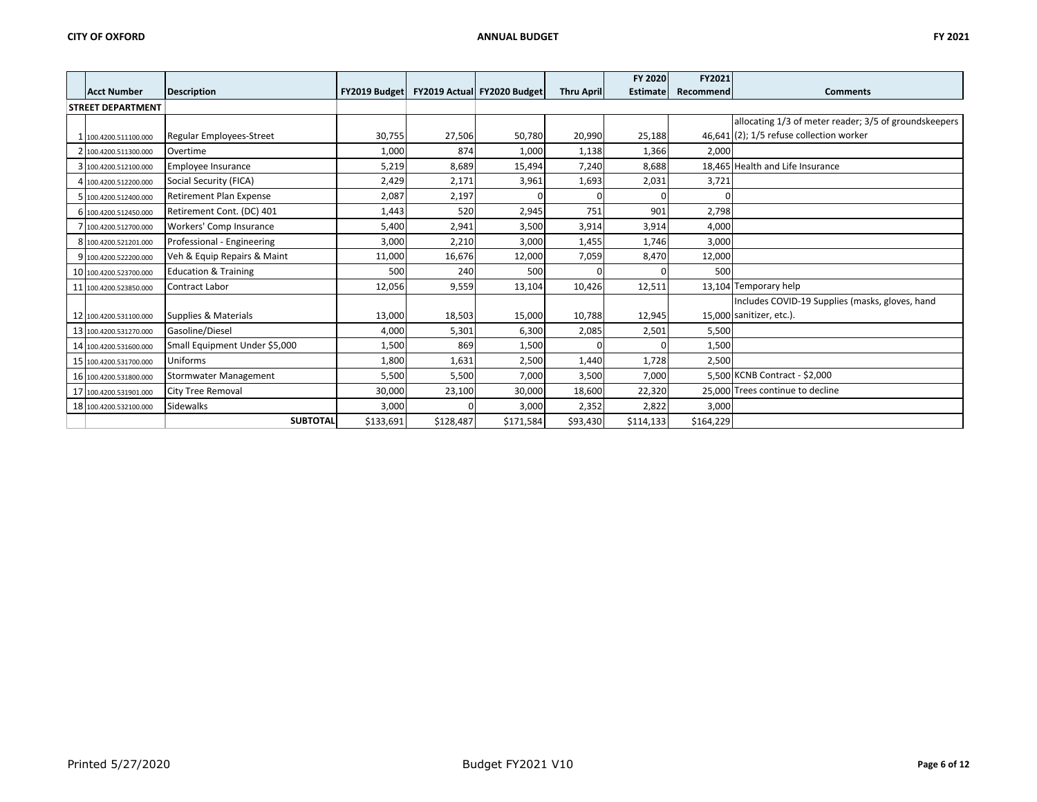| | Acct Number | Description | FY2019 Budget | FY2019 Actual | FY2020 Budget | Thru April | FY 2020 Estimate | FY2021 Recommend | Comments |
|---|---|---|---|---|---|---|---|---|---|
| | **STREET DEPARTMENT** | | | | | | | | |
| 1 | 100.4200.511100.000 | Regular Employees-Street | 30,755 | 27,506 | 50,780 | 20,990 | 25,188 | 46,641 | allocating 1/3 of meter reader; 3/5 of groundskeepers (2); 1/5 refuse collection worker |
| 2 | 100.4200.511300.000 | Overtime | 1,000 | 874 | 1,000 | 1,138 | 1,366 | 2,000 | |
| 3 | 100.4200.512100.000 | Employee Insurance | 5,219 | 8,689 | 15,494 | 7,240 | 8,688 | 18,465 | Health and Life Insurance |
| 4 | 100.4200.512200.000 | Social Security (FICA) | 2,429 | 2,171 | 3,961 | 1,693 | 2,031 | 3,721 | |
| 5 | 100.4200.512400.000 | Retirement Plan Expense | 2,087 | 2,197 | 0 | 0 | 0 | 0 | |
| 6 | 100.4200.512450.000 | Retirement Cont. (DC) 401 | 1,443 | 520 | 2,945 | 751 | 901 | 2,798 | |
| 7 | 100.4200.512700.000 | Workers' Comp Insurance | 5,400 | 2,941 | 3,500 | 3,914 | 3,914 | 4,000 | |
| 8 | 100.4200.521201.000 | Professional - Engineering | 3,000 | 2,210 | 3,000 | 1,455 | 1,746 | 3,000 | |
| 9 | 100.4200.522200.000 | Veh & Equip Repairs & Maint | 11,000 | 16,676 | 12,000 | 7,059 | 8,470 | 12,000 | |
| 10 | 100.4200.523700.000 | Education & Training | 500 | 240 | 500 | 0 | 0 | 500 | |
| 11 | 100.4200.523850.000 | Contract Labor | 12,056 | 9,559 | 13,104 | 10,426 | 12,511 | 13,104 | Temporary help |
| 12 | 100.4200.531100.000 | Supplies & Materials | 13,000 | 18,503 | 15,000 | 10,788 | 12,945 | 15,000 | Includes COVID-19 Supplies (masks, gloves, hand sanitizer, etc.). |
| 13 | 100.4200.531270.000 | Gasoline/Diesel | 4,000 | 5,301 | 6,300 | 2,085 | 2,501 | 5,500 | |
| 14 | 100.4200.531600.000 | Small Equipment Under $5,000 | 1,500 | 869 | 1,500 | 0 | 0 | 1,500 | |
| 15 | 100.4200.531700.000 | Uniforms | 1,800 | 1,631 | 2,500 | 1,440 | 1,728 | 2,500 | |
| 16 | 100.4200.531800.000 | Stormwater Management | 5,500 | 5,500 | 7,000 | 3,500 | 7,000 | 5,500 | KCNB Contract - $2,000 |
| 17 | 100.4200.531901.000 | City Tree Removal | 30,000 | 23,100 | 30,000 | 18,600 | 22,320 | 25,000 | Trees continue to decline |
| 18 | 100.4200.532100.000 | Sidewalks | 3,000 | 0 | 3,000 | 2,352 | 2,822 | 3,000 | |
| | | **SUBTOTAL** | $133,691 | $128,487 | $171,584 | $93,430 | $114,133 | $164,229 | |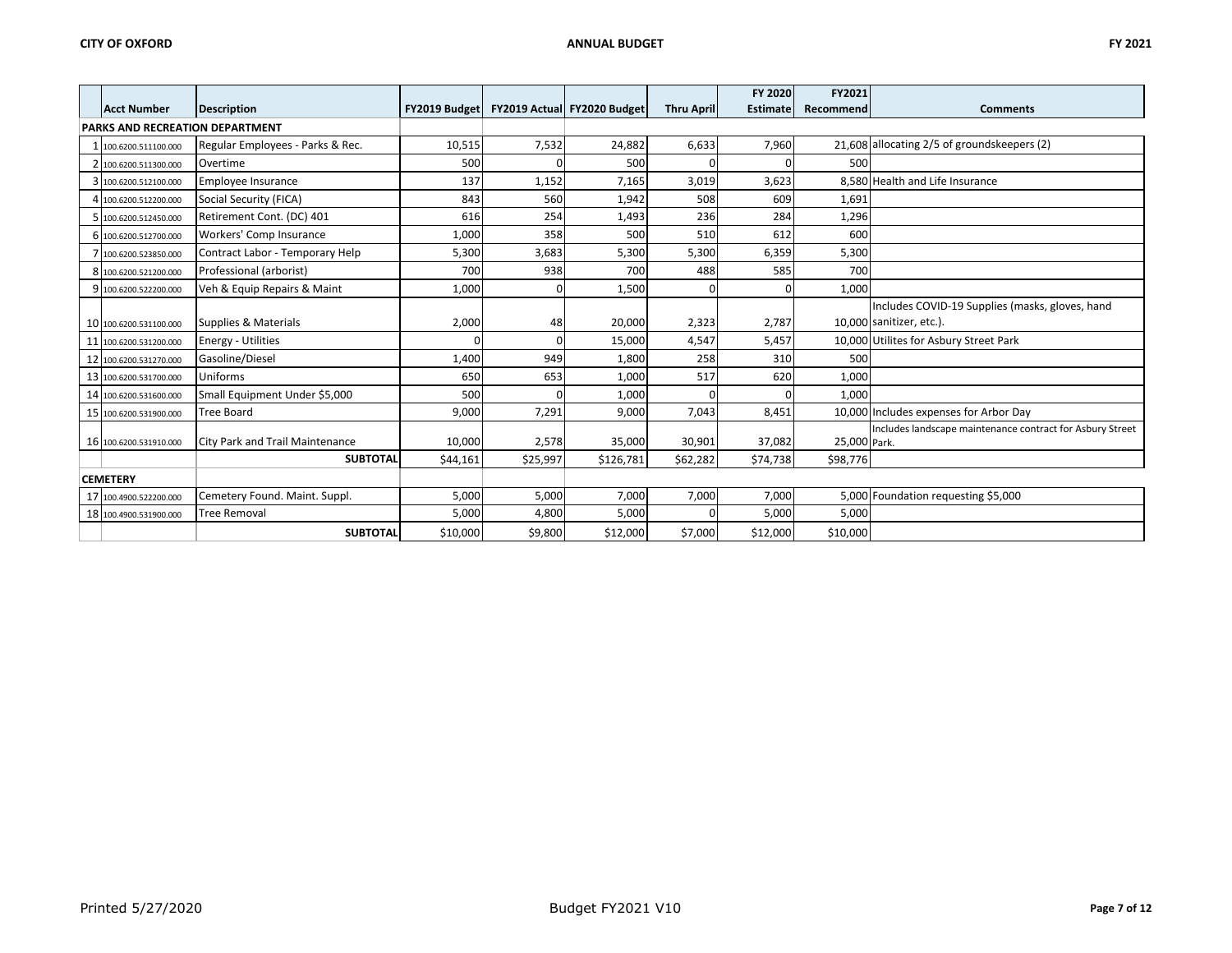| | Acct Number | Description | FY2019 Budget | FY2019 Actual | FY2020 Budget | Thru April | FY 2020 Estimate | FY2021 Recommend | Comments |
|---|---|---|---|---|---|---|---|---|---|
| **PARKS AND RECREATION DEPARTMENT** | | | | | | | | | |
| 1 | 100.6200.511100.000 | Regular Employees - Parks & Rec. | 10,515 | 7,532 | 24,882 | 6,633 | 7,960 | 21,608 | allocating 2/5 of groundskeepers (2) |
| 2 | 100.6200.511300.000 | Overtime | 500 | 0 | 500 | 0 | 0 | 500 | |
| 3 | 100.6200.512100.000 | Employee Insurance | 137 | 1,152 | 7,165 | 3,019 | 3,623 | 8,580 | Health and Life Insurance |
| 4 | 100.6200.512200.000 | Social Security (FICA) | 843 | 560 | 1,942 | 508 | 609 | 1,691 | |
| 5 | 100.6200.512450.000 | Retirement Cont. (DC) 401 | 616 | 254 | 1,493 | 236 | 284 | 1,296 | |
| 6 | 100.6200.512700.000 | Workers' Comp Insurance | 1,000 | 358 | 500 | 510 | 612 | 600 | |
| 7 | 100.6200.523850.000 | Contract Labor - Temporary Help | 5,300 | 3,683 | 5,300 | 5,300 | 6,359 | 5,300 | |
| 8 | 100.6200.521200.000 | Professional (arborist) | 700 | 938 | 700 | 488 | 585 | 700 | |
| 9 | 100.6200.522200.000 | Veh & Equip Repairs & Maint | 1,000 | 0 | 1,500 | 0 | 0 | 1,000 | |
| 10 | 100.6200.531100.000 | Supplies & Materials | 2,000 | 48 | 20,000 | 2,323 | 2,787 | 10,000 | Includes COVID-19 Supplies (masks, gloves, hand sanitizer, etc.). |
| 11 | 100.6200.531200.000 | Energy - Utilities | 0 | 0 | 15,000 | 4,547 | 5,457 | 10,000 | Utilites for Asbury Street Park |
| 12 | 100.6200.531270.000 | Gasoline/Diesel | 1,400 | 949 | 1,800 | 258 | 310 | 500 | |
| 13 | 100.6200.531700.000 | Uniforms | 650 | 653 | 1,000 | 517 | 620 | 1,000 | |
| 14 | 100.6200.531600.000 | Small Equipment Under $5,000 | 500 | 0 | 1,000 | 0 | 0 | 1,000 | |
| 15 | 100.6200.531900.000 | Tree Board | 9,000 | 7,291 | 9,000 | 7,043 | 8,451 | 10,000 | Includes expenses for Arbor Day |
| 16 | 100.6200.531910.000 | City Park and Trail Maintenance | 10,000 | 2,578 | 35,000 | 30,901 | 37,082 | 25,000 | Includes landscape maintenance contract for Asbury Street Park. |
| | | **SUBTOTAL** | $44,161 | $25,997 | $126,781 | $62,282 | $74,738 | $98,776 | |
| **CEMETERY** | | | | | | | | | |
| 17 | 100.4900.522200.000 | Cemetery Found. Maint. Suppl. | 5,000 | 5,000 | 7,000 | 7,000 | 7,000 | 5,000 | Foundation requesting $5,000 |
| 18 | 100.4900.531900.000 | Tree Removal | 5,000 | 4,800 | 5,000 | 0 | 5,000 | 5,000 | |
| | | **SUBTOTAL** | $10,000 | $9,800 | $12,000 | $7,000 | $12,000 | $10,000 | |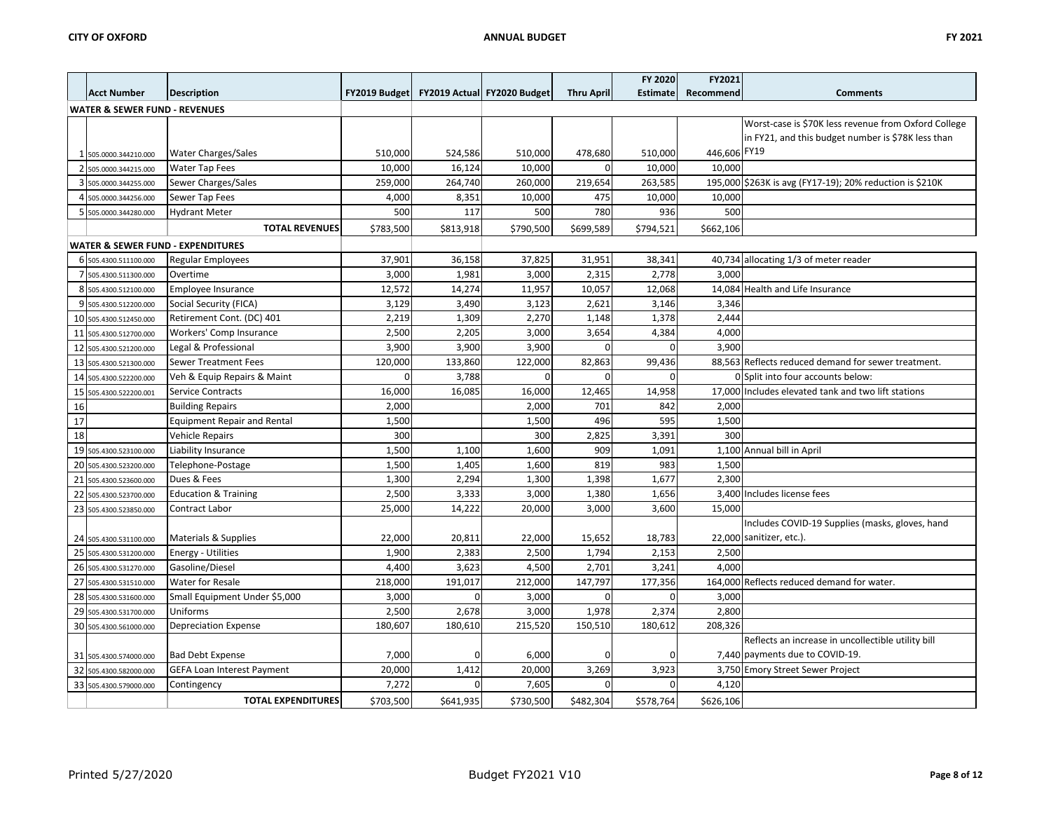| | Acct Number | Description | FY2019 Budget | FY2019 Actual | FY2020 Budget | Thru April | FY 2020 Estimate | FY2021 Recommend | Comments |
|---|---|---|---|---|---|---|---|---|---|
| **WATER & SEWER FUND - REVENUES** | | | | | | | | | |
| 1 | 505.0000.344210.000 | Water Charges/Sales | 510,000 | 524,586 | 510,000 | 478,680 | 510,000 | 446,606 | Worst-case is $70K less revenue from Oxford College in FY21, and this budget number is $78K less than FY19 |
| 2 | 505.0000.344215.000 | Water Tap Fees | 10,000 | 16,124 | 10,000 | 0 | 10,000 | 10,000 | |
| 3 | 505.0000.344255.000 | Sewer Charges/Sales | 259,000 | 264,740 | 260,000 | 219,654 | 263,585 | 195,000 | $263K is avg (FY17-19); 20% reduction is $210K |
| 4 | 505.0000.344256.000 | Sewer Tap Fees | 4,000 | 8,351 | 10,000 | 475 | 10,000 | 10,000 | |
| 5 | 505.0000.344280.000 | Hydrant Meter | 500 | 117 | 500 | 780 | 936 | 500 | |
| | | **TOTAL REVENUES** | $783,500 | $813,918 | $790,500 | $699,589 | $794,521 | $662,106 | |
| **WATER & SEWER FUND - EXPENDITURES** | | | | | | | | | |
| 6 | 505.4300.511100.000 | Regular Employees | 37,901 | 36,158 | 37,825 | 31,951 | 38,341 | 40,734 | allocating 1/3 of meter reader |
| 7 | 505.4300.511300.000 | Overtime | 3,000 | 1,981 | 3,000 | 2,315 | 2,778 | 3,000 | |
| 8 | 505.4300.512100.000 | Employee Insurance | 12,572 | 14,274 | 11,957 | 10,057 | 12,068 | 14,084 | Health and Life Insurance |
| 9 | 505.4300.512200.000 | Social Security (FICA) | 3,129 | 3,490 | 3,123 | 2,621 | 3,146 | 3,346 | |
| 10 | 505.4300.512450.000 | Retirement Cont. (DC) 401 | 2,219 | 1,309 | 2,270 | 1,148 | 1,378 | 2,444 | |
| 11 | 505.4300.512700.000 | Workers' Comp Insurance | 2,500 | 2,205 | 3,000 | 3,654 | 4,384 | 4,000 | |
| 12 | 505.4300.521200.000 | Legal & Professional | 3,900 | 3,900 | 3,900 | 0 | 0 | 3,900 | |
| 13 | 505.4300.521300.000 | Sewer Treatment Fees | 120,000 | 133,860 | 122,000 | 82,863 | 99,436 | 88,563 | Reflects reduced demand for sewer treatment. |
| 14 | 505.4300.522200.000 | Veh & Equip Repairs & Maint | 0 | 3,788 | 0 | 0 | 0 | 0 | Split into four accounts below: |
| 15 | 505.4300.522200.001 | Service Contracts | 16,000 | 16,085 | 16,000 | 12,465 | 14,958 | 17,000 | Includes elevated tank and two lift stations |
| 16 | | Building Repairs | 2,000 | | 2,000 | 701 | 842 | 2,000 | |
| 17 | | Equipment Repair and Rental | 1,500 | | 1,500 | 496 | 595 | 1,500 | |
| 18 | | Vehicle Repairs | 300 | | 300 | 2,825 | 3,391 | 300 | |
| 19 | 505.4300.523100.000 | Liability Insurance | 1,500 | 1,100 | 1,600 | 909 | 1,091 | 1,100 | Annual bill in April |
| 20 | 505.4300.523200.000 | Telephone-Postage | 1,500 | 1,405 | 1,600 | 819 | 983 | 1,500 | |
| 21 | 505.4300.523600.000 | Dues & Fees | 1,300 | 2,294 | 1,300 | 1,398 | 1,677 | 2,300 | |
| 22 | 505.4300.523700.000 | Education & Training | 2,500 | 3,333 | 3,000 | 1,380 | 1,656 | 3,400 | Includes license fees |
| 23 | 505.4300.523850.000 | Contract Labor | 25,000 | 14,222 | 20,000 | 3,000 | 3,600 | 15,000 | |
| 24 | 505.4300.531100.000 | Materials & Supplies | 22,000 | 20,811 | 22,000 | 15,652 | 18,783 | 22,000 | Includes COVID-19 Supplies (masks, gloves, hand sanitizer, etc.). |
| 25 | 505.4300.531200.000 | Energy - Utilities | 1,900 | 2,383 | 2,500 | 1,794 | 2,153 | 2,500 | |
| 26 | 505.4300.531270.000 | Gasoline/Diesel | 4,400 | 3,623 | 4,500 | 2,701 | 3,241 | 4,000 | |
| 27 | 505.4300.531510.000 | Water for Resale | 218,000 | 191,017 | 212,000 | 147,797 | 177,356 | 164,000 | Reflects reduced demand for water. |
| 28 | 505.4300.531600.000 | Small Equipment Under $5,000 | 3,000 | 0 | 3,000 | 0 | 0 | 3,000 | |
| 29 | 505.4300.531700.000 | Uniforms | 2,500 | 2,678 | 3,000 | 1,978 | 2,374 | 2,800 | |
| 30 | 505.4300.561000.000 | Depreciation Expense | 180,607 | 180,610 | 215,520 | 150,510 | 180,612 | 208,326 | |
| 31 | 505.4300.574000.000 | Bad Debt Expense | 7,000 | 0 | 6,000 | 0 | 0 | 7,440 | Reflects an increase in uncollectible utility bill payments due to COVID-19. |
| 32 | 505.4300.582000.000 | GEFA Loan Interest Payment | 20,000 | 1,412 | 20,000 | 3,269 | 3,923 | 3,750 | Emory Street Sewer Project |
| 33 | 505.4300.579000.000 | Contingency | 7,272 | 0 | 7,605 | 0 | 0 | 4,120 | |
| | | **TOTAL EXPENDITURES** | $703,500 | $641,935 | $730,500 | $482,304 | $578,764 | $626,106 | |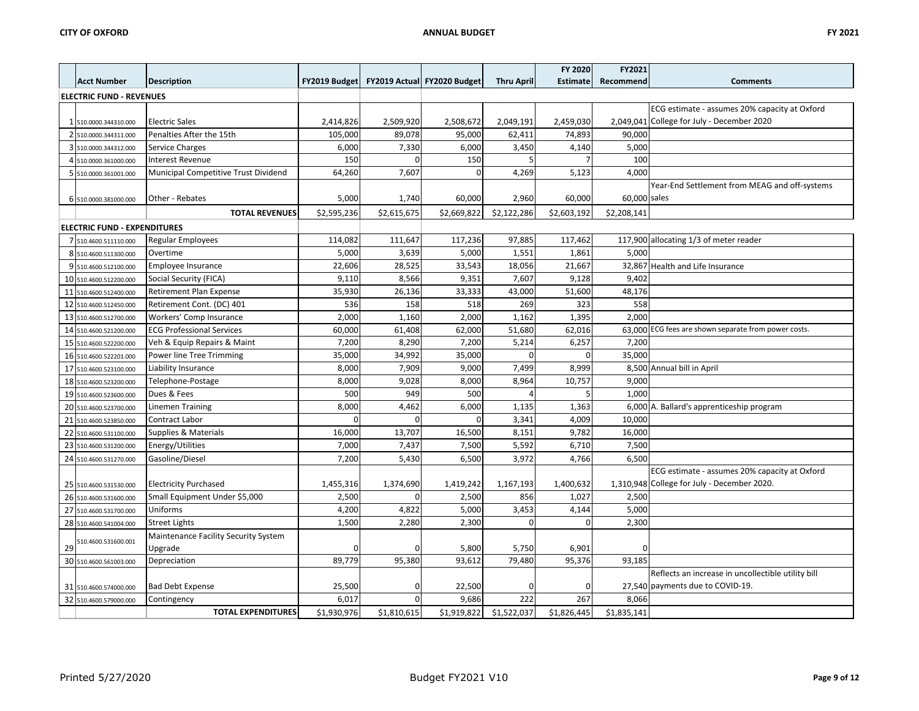| | Acct Number | Description | FY2019 Budget | FY2019 Actual | FY2020 Budget | Thru April | FY 2020 Estimate | FY2021 Recommend | Comments |
|---|---|---|---|---|---|---|---|---|---|
| **ELECTRIC FUND - REVENUES** | | | | | | | | | |
| 1 | 510.0000.344310.000 | Electric Sales | 2,414,826 | 2,509,920 | 2,508,672 | 2,049,191 | 2,459,030 | 2,049,041 | ECG estimate - assumes 20% capacity at Oxford College for July - December 2020 |
| 2 | 510.0000.344311.000 | Penalties After the 15th | 105,000 | 89,078 | 95,000 | 62,411 | 74,893 | 90,000 | |
| 3 | 510.0000.344312.000 | Service Charges | 6,000 | 7,330 | 6,000 | 3,450 | 4,140 | 5,000 | |
| 4 | 510.0000.361000.000 | Interest Revenue | 150 | 0 | 150 | 5 | 7 | 100 | |
| 5 | 510.0000.361001.000 | Municipal Competitive Trust Dividend | 64,260 | 7,607 | 0 | 4,269 | 5,123 | 4,000 | |
| 6 | 510.0000.381000.000 | Other - Rebates | 5,000 | 1,740 | 60,000 | 2,960 | 60,000 | 60,000 | Year-End Settlement from MEAG and off-systems sales |
| | | **TOTAL REVENUES** | $2,595,236 | $2,615,675 | $2,669,822 | $2,122,286 | $2,603,192 | $2,208,141 | |
| **ELECTRIC FUND - EXPENDITURES** | | | | | | | | | |
| 7 | 510.4600.511110.000 | Regular Employees | 114,082 | 111,647 | 117,236 | 97,885 | 117,462 | 117,900 | allocating 1/3 of meter reader |
| 8 | 510.4600.511300.000 | Overtime | 5,000 | 3,639 | 5,000 | 1,551 | 1,861 | 5,000 | |
| 9 | 510.4600.512100.000 | Employee Insurance | 22,606 | 28,525 | 33,543 | 18,056 | 21,667 | 32,867 | Health and Life Insurance |
| 10 | 510.4600.512200.000 | Social Security (FICA) | 9,110 | 8,566 | 9,351 | 7,607 | 9,128 | 9,402 | |
| 11 | 510.4600.512400.000 | Retirement Plan Expense | 35,930 | 26,136 | 33,333 | 43,000 | 51,600 | 48,176 | |
| 12 | 510.4600.512450.000 | Retirement Cont. (DC) 401 | 536 | 158 | 518 | 269 | 323 | 558 | |
| 13 | 510.4600.512700.000 | Workers' Comp Insurance | 2,000 | 1,160 | 2,000 | 1,162 | 1,395 | 2,000 | |
| 14 | 510.4600.521200.000 | ECG Professional Services | 60,000 | 61,408 | 62,000 | 51,680 | 62,016 | 63,000 | ECG fees are shown separate from power costs. |
| 15 | 510.4600.522200.000 | Veh & Equip Repairs & Maint | 7,200 | 8,290 | 7,200 | 5,214 | 6,257 | 7,200 | |
| 16 | 510.4600.522201.000 | Power line Tree Trimming | 35,000 | 34,992 | 35,000 | 0 | 0 | 35,000 | |
| 17 | 510.4600.523100.000 | Liability Insurance | 8,000 | 7,909 | 9,000 | 7,499 | 8,999 | 8,500 | Annual bill in April |
| 18 | 510.4600.523200.000 | Telephone-Postage | 8,000 | 9,028 | 8,000 | 8,964 | 10,757 | 9,000 | |
| 19 | 510.4600.523600.000 | Dues & Fees | 500 | 949 | 500 | 4 | 5 | 1,000 | |
| 20 | 510.4600.523700.000 | Linemen Training | 8,000 | 4,462 | 6,000 | 1,135 | 1,363 | 6,000 | A. Ballard's apprenticeship program |
| 21 | 510.4600.523850.000 | Contract Labor | 0 | 0 | 0 | 3,341 | 4,009 | 10,000 | |
| 22 | 510.4600.531100.000 | Supplies & Materials | 16,000 | 13,707 | 16,500 | 8,151 | 9,782 | 16,000 | |
| 23 | 510.4600.531200.000 | Energy/Utilities | 7,000 | 7,437 | 7,500 | 5,592 | 6,710 | 7,500 | |
| 24 | 510.4600.531270.000 | Gasoline/Diesel | 7,200 | 5,430 | 6,500 | 3,972 | 4,766 | 6,500 | |
| 25 | 510.4600.531530.000 | Electricity Purchased | 1,455,316 | 1,374,690 | 1,419,242 | 1,167,193 | 1,400,632 | 1,310,948 | ECG estimate - assumes 20% capacity at Oxford College for July - December 2020. |
| 26 | 510.4600.531600.000 | Small Equipment Under $5,000 | 2,500 | 0 | 2,500 | 856 | 1,027 | 2,500 | |
| 27 | 510.4600.531700.000 | Uniforms | 4,200 | 4,822 | 5,000 | 3,453 | 4,144 | 5,000 | |
| 28 | 510.4600.541004.000 | Street Lights | 1,500 | 2,280 | 2,300 | 0 | 0 | 2,300 | |
| 29 | 510.4600.531600.001 | Maintenance Facility Security System Upgrade | 0 | 0 | 5,800 | 5,750 | 6,901 | 0 | |
| 30 | 510.4600.561003.000 | Depreciation | 89,779 | 95,380 | 93,612 | 79,480 | 95,376 | 93,185 | |
| 31 | 510.4600.574000.000 | Bad Debt Expense | 25,500 | 0 | 22,500 | 0 | 0 | 27,540 | Reflects an increase in uncollectible utility bill payments due to COVID-19. |
| 32 | 510.4600.579000.000 | Contingency | 6,017 | 0 | 9,686 | 222 | 267 | 8,066 | |
| | | **TOTAL EXPENDITURES** | $1,930,976 | $1,810,615 | $1,919,822 | $1,522,037 | $1,826,445 | $1,835,141 | |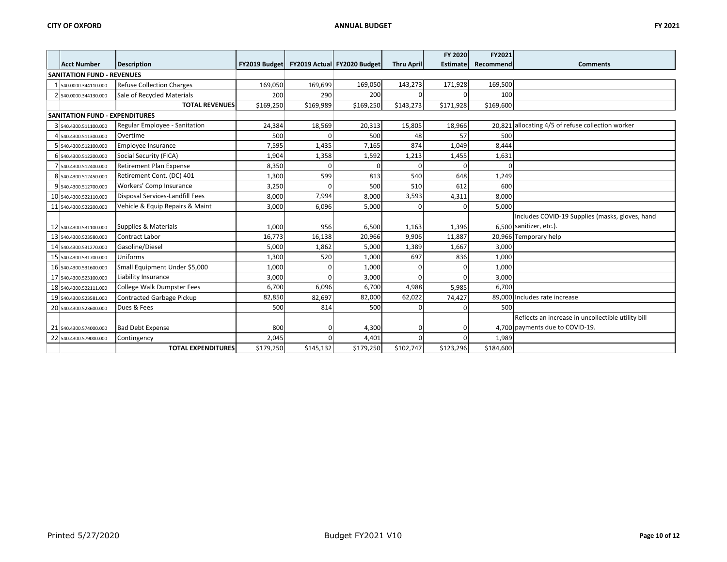| | Acct Number | Description | FY2019 Budget | FY2019 Actual | FY2020 Budget | Thru April | FY 2020 Estimate | FY2021 Recommend | Comments |
|---|---|---|---|---|---|---|---|---|---|
| **SANITATION FUND - REVENUES** | | | | | | | | | |
| 1 | 540.0000.344110.000 | Refuse Collection Charges | 169,050 | 169,699 | 169,050 | 143,273 | 171,928 | 169,500 | |
| 2 | 540.0000.344130.000 | Sale of Recycled Materials | 200 | 290 | 200 | 0 | 0 | 100 | |
| | | **TOTAL REVENUES** | $169,250 | $169,989 | $169,250 | $143,273 | $171,928 | $169,600 | |
| **SANITATION FUND - EXPENDITURES** | | | | | | | | | |
| 3 | 540.4300.511100.000 | Regular Employee - Sanitation | 24,384 | 18,569 | 20,313 | 15,805 | 18,966 | 20,821 | allocating 4/5 of refuse collection worker |
| 4 | 540.4300.511300.000 | Overtime | 500 | 0 | 500 | 48 | 57 | 500 | |
| 5 | 540.4300.512100.000 | Employee Insurance | 7,595 | 1,435 | 7,165 | 874 | 1,049 | 8,444 | |
| 6 | 540.4300.512200.000 | Social Security (FICA) | 1,904 | 1,358 | 1,592 | 1,213 | 1,455 | 1,631 | |
| 7 | 540.4300.512400.000 | Retirement Plan Expense | 8,350 | 0 | 0 | 0 | 0 | 0 | |
| 8 | 540.4300.512450.000 | Retirement Cont. (DC) 401 | 1,300 | 599 | 813 | 540 | 648 | 1,249 | |
| 9 | 540.4300.512700.000 | Workers' Comp Insurance | 3,250 | 0 | 500 | 510 | 612 | 600 | |
| 10 | 540.4300.522110.000 | Disposal Services-Landfill Fees | 8,000 | 7,994 | 8,000 | 3,593 | 4,311 | 8,000 | |
| 11 | 540.4300.522200.000 | Vehicle & Equip Repairs & Maint | 3,000 | 6,096 | 5,000 | 0 | 0 | 5,000 | |
| 12 | 540.4300.531100.000 | Supplies & Materials | 1,000 | 956 | 6,500 | 1,163 | 1,396 | 6,500 | Includes COVID-19 Supplies (masks, gloves, hand sanitizer, etc.). |
| 13 | 540.4300.523580.000 | Contract Labor | 16,773 | 16,138 | 20,966 | 9,906 | 11,887 | 20,966 | Temporary help |
| 14 | 540.4300.531270.000 | Gasoline/Diesel | 5,000 | 1,862 | 5,000 | 1,389 | 1,667 | 3,000 | |
| 15 | 540.4300.531700.000 | Uniforms | 1,300 | 520 | 1,000 | 697 | 836 | 1,000 | |
| 16 | 540.4300.531600.000 | Small Equipment Under $5,000 | 1,000 | 0 | 1,000 | 0 | 0 | 1,000 | |
| 17 | 540.4300.523100.000 | Liability Insurance | 3,000 | 0 | 3,000 | 0 | 0 | 3,000 | |
| 18 | 540.4300.522111.000 | College Walk Dumpster Fees | 6,700 | 6,096 | 6,700 | 4,988 | 5,985 | 6,700 | |
| 19 | 540.4300.523581.000 | Contracted Garbage Pickup | 82,850 | 82,697 | 82,000 | 62,022 | 74,427 | 89,000 | Includes rate increase |
| 20 | 540.4300.523600.000 | Dues & Fees | 500 | 814 | 500 | 0 | 0 | 500 | |
| 21 | 540.4300.574000.000 | Bad Debt Expense | 800 | 0 | 4,300 | 0 | 0 | 4,700 | Reflects an increase in uncollectible utility bill payments due to COVID-19. |
| 22 | 540.4300.579000.000 | Contingency | 2,045 | 0 | 4,401 | 0 | 0 | 1,989 | |
| | | **TOTAL EXPENDITURES** | $179,250 | $145,132 | $179,250 | $102,747 | $123,296 | $184,600 | |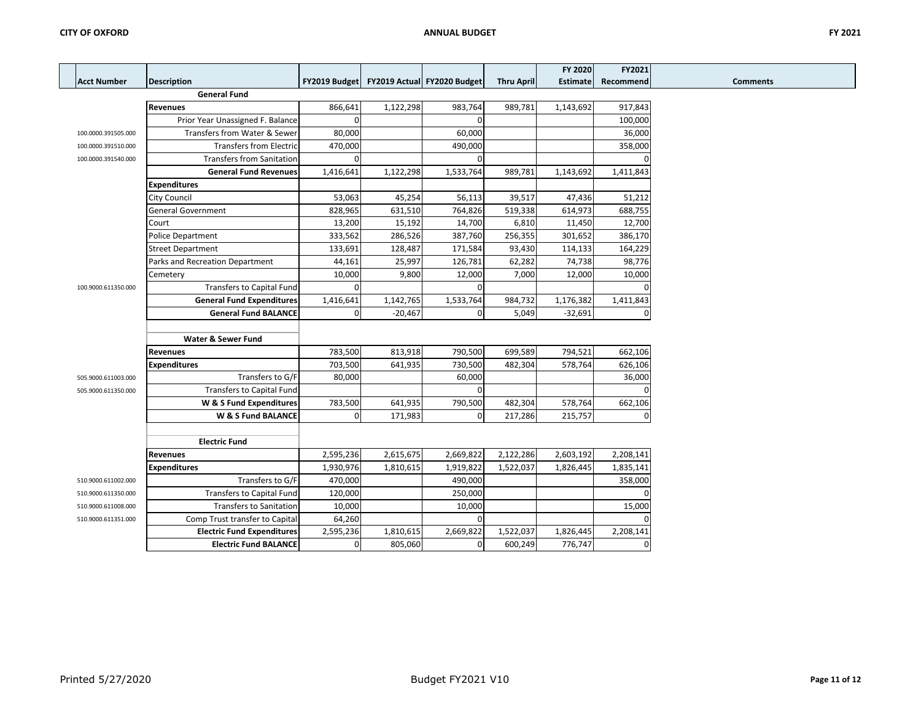| Acct Number | Description | FY2019 Budget | FY2019 Actual | FY2020 Budget | Thru April | FY 2020 Estimate | FY2021 Recommend | Comments |
|---|---|---|---|---|---|---|---|---|
| | **General Fund** | | | | | | | |
| | **Revenues** | 866,641 | 1,122,298 | 983,764 | 989,781 | 1,143,692 | 917,843 | |
| | Prior Year Unassigned F. Balance | 0 | | 0 | | | 100,000 | |
| 100.0000.391505.000 | Transfers from Water & Sewer | 80,000 | | 60,000 | | | 36,000 | |
| 100.0000.391510.000 | Transfers from Electric | 470,000 | | 490,000 | | | 358,000 | |
| 100.0000.391540.000 | Transfers from Sanitation | 0 | | 0 | | | 0 | |
| | **General Fund Revenues** | 1,416,641 | 1,122,298 | 1,533,764 | 989,781 | 1,143,692 | 1,411,843 | |
| | **Expenditures** | | | | | | | |
| | City Council | 53,063 | 45,254 | 56,113 | 39,517 | 47,436 | 51,212 | |
| | General Government | 828,965 | 631,510 | 764,826 | 519,338 | 614,973 | 688,755 | |
| | Court | 13,200 | 15,192 | 14,700 | 6,810 | 11,450 | 12,700 | |
| | Police Department | 333,562 | 286,526 | 387,760 | 256,355 | 301,652 | 386,170 | |
| | Street Department | 133,691 | 128,487 | 171,584 | 93,430 | 114,133 | 164,229 | |
| | Parks and Recreation Department | 44,161 | 25,997 | 126,781 | 62,282 | 74,738 | 98,776 | |
| | Cemetery | 10,000 | 9,800 | 12,000 | 7,000 | 12,000 | 10,000 | |
| 100.9000.611350.000 | Transfers to Capital Fund | 0 | | 0 | | | 0 | |
| | **General Fund Expenditures** | 1,416,641 | 1,142,765 | 1,533,764 | 984,732 | 1,176,382 | 1,411,843 | |
| | **General Fund BALANCE** | 0 | -20,467 | 0 | 5,049 | -32,691 | 0 | |
| | | | | | | | | |
| | **Water & Sewer Fund** | | | | | | | |
| | **Revenues** | 783,500 | 813,918 | 790,500 | 699,589 | 794,521 | 662,106 | |
| | **Expenditures** | 703,500 | 641,935 | 730,500 | 482,304 | 578,764 | 626,106 | |
| 505.9000.611003.000 | Transfers to G/F | 80,000 | | 60,000 | | | 36,000 | |
| 505.9000.611350.000 | Transfers to Capital Fund | | | 0 | | | 0 | |
| | **W & S Fund Expenditures** | 783,500 | 641,935 | 790,500 | 482,304 | 578,764 | 662,106 | |
| | **W & S Fund BALANCE** | 0 | 171,983 | 0 | 217,286 | 215,757 | 0 | |
| | | | | | | | | |
| | **Electric Fund** | | | | | | | |
| | **Revenues** | 2,595,236 | 2,615,675 | 2,669,822 | 2,122,286 | 2,603,192 | 2,208,141 | |
| | **Expenditures** | 1,930,976 | 1,810,615 | 1,919,822 | 1,522,037 | 1,826,445 | 1,835,141 | |
| 510.9000.611002.000 | Transfers to G/F | 470,000 | | 490,000 | | | 358,000 | |
| 510.9000.611350.000 | Transfers to Capital Fund | 120,000 | | 250,000 | | | 0 | |
| 510.9000.611008.000 | Transfers to Sanitation | 10,000 | | 10,000 | | | 15,000 | |
| 510.9000.611351.000 | Comp Trust transfer to Capital | 64,260 | | 0 | | | 0 | |
| | **Electric Fund Expenditures** | 2,595,236 | 1,810,615 | 2,669,822 | 1,522,037 | 1,826,445 | 2,208,141 | |
| | **Electric Fund BALANCE** | 0 | 805,060 | 0 | 600,249 | 776,747 | 0 | |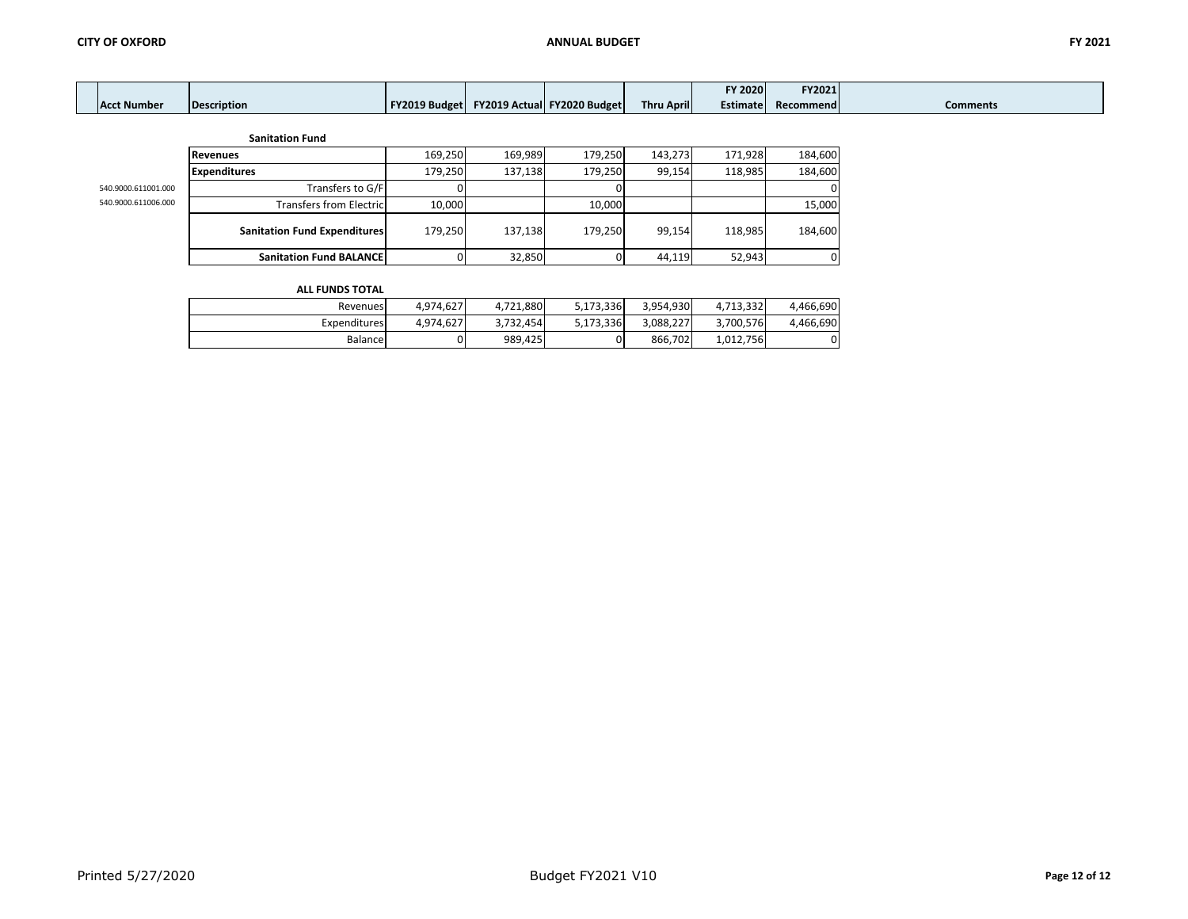| Acct Number | Description | FY2019 Budget | FY2019 Actual | FY2020 Budget | Thru April | FY 2020 Estimate | FY2021 Recommend | Comments |
|---|---|---|---|---|---|---|---|---|
| | **Sanitation Fund** | | | | | | | |
| | **Revenues** | 169,250 | 169,989 | 179,250 | 143,273 | 171,928 | 184,600 | |
| | **Expenditures** | 179,250 | 137,138 | 179,250 | 99,154 | 118,985 | 184,600 | |
| 540.9000.611001.000 | Transfers to G/F | 0 | | 0 | | | 0 | |
| 540.9000.611006.000 | Transfers from Electric | 10,000 | | 10,000 | | | 15,000 | |
| | **Sanitation Fund Expenditures** | 179,250 | 137,138 | 179,250 | 99,154 | 118,985 | 184,600 | |
| | **Sanitation Fund BALANCE** | 0 | 32,850 | 0 | 44,119 | 52,943 | 0 | |
| | **ALL FUNDS TOTAL** | | | | | | | |
| | Revenues | 4,974,627 | 4,721,880 | 5,173,336 | 3,954,930 | 4,713,332 | 4,466,690 | |
| | Expenditures | 4,974,627 | 3,732,454 | 5,173,336 | 3,088,227 | 3,700,576 | 4,466,690 | |
| | Balance | 0 | 989,425 | 0 | 866,702 | 1,012,756 | 0 | |

Printed 5/27/2020

Budget FY2021 V10